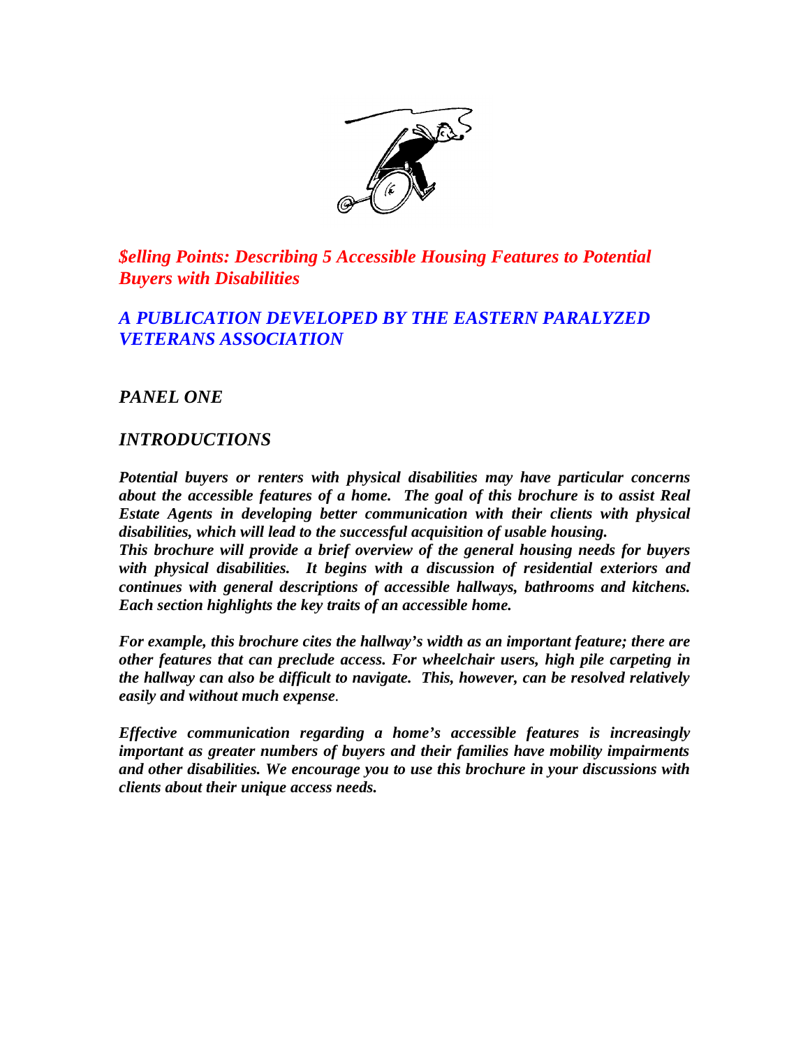# *$elling Points: Describing 5 Accessible Housing Features to Potential Buyers with Disabilities*

## *A PUBLICATION DEVELOPED BY THE EASTERN PARALYZED VETERANS ASSOCIATION*

### *PANEL ONE*

### *INTRODUCTIONS*

***Potential buyers or renters with physical disabilities may have particular concerns about the accessible features of a home. The goal of this brochure is to assist Real Estate Agents in developing better communication with their clients with physical disabilities, which will lead to the successful acquisition of usable housing.***
***This brochure will provide a brief overview of the general housing needs for buyers with physical disabilities. It begins with a discussion of residential exteriors and continues with general descriptions of accessible hallways, bathrooms and kitchens. Each section highlights the key traits of an accessible home.***

***For example, this brochure cites the hallway's width as an important feature; there are other features that can preclude access. For wheelchair users, high pile carpeting in the hallway can also be difficult to navigate. This, however, can be resolved relatively easily and without much expense***.

***Effective communication regarding a home's accessible features is increasingly important as greater numbers of buyers and their families have mobility impairments and other disabilities. We encourage you to use this brochure in your discussions with clients about their unique access needs.***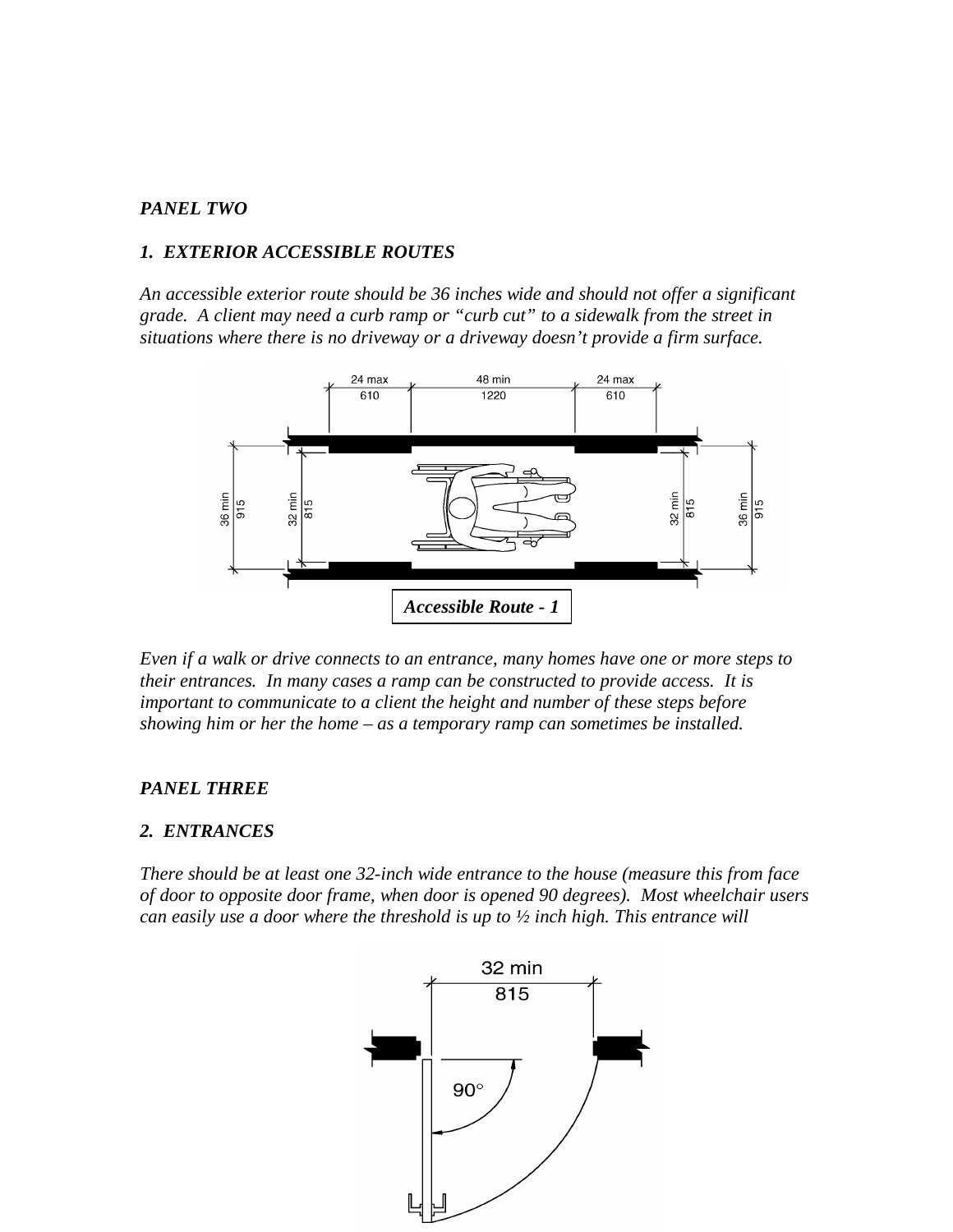***PANEL TWO***

***1. EXTERIOR ACCESSIBLE ROUTES***

*An accessible exterior route should be 36 inches wide and should not offer a significant grade. A client may need a curb ramp or "curb cut" to a sidewalk from the street in situations where there is no driveway or a driveway doesn't provide a firm surface.*

***Accessible Route - 1***

*Even if a walk or drive connects to an entrance, many homes have one or more steps to their entrances. In many cases a ramp can be constructed to provide access. It is important to communicate to a client the height and number of these steps before showing him or her the home – as a temporary ramp can sometimes be installed.*

***PANEL THREE***

***2. ENTRANCES***

*There should be at least one 32-inch wide entrance to the house (measure this from face of door to opposite door frame, when door is opened 90 degrees). Most wheelchair users can easily use a door where the threshold is up to ½ inch high. This entrance will*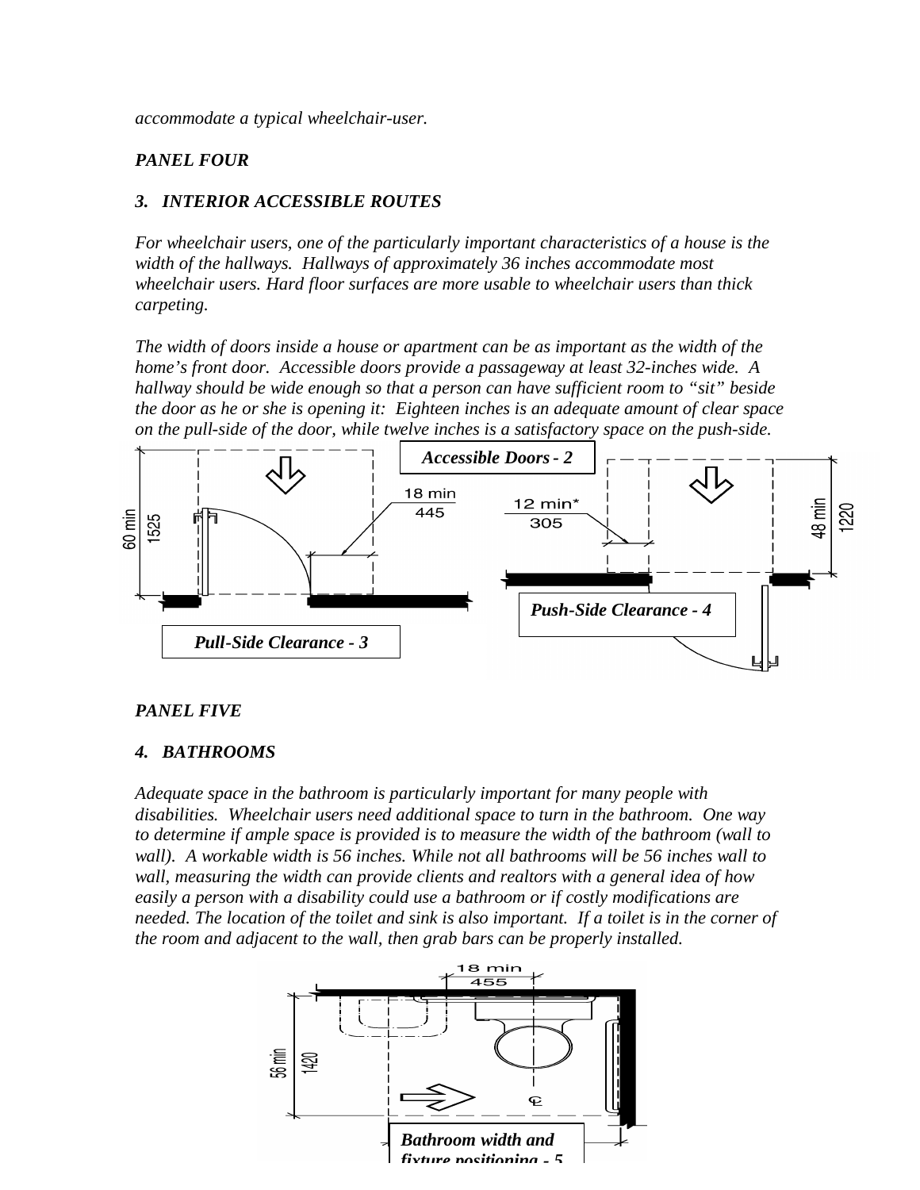*accommodate a typical wheelchair-user.*

***PANEL FOUR***

### *3. INTERIOR ACCESSIBLE ROUTES*

*For wheelchair users, one of the particularly important characteristics of a house is the width of the hallways. Hallways of approximately 36 inches accommodate most wheelchair users. Hard floor surfaces are more usable to wheelchair users than thick carpeting.*

*The width of doors inside a house or apartment can be as important as the width of the home's front door. Accessible doors provide a passageway at least 32-inches wide. A hallway should be wide enough so that a person can have sufficient room to "sit" beside the door as he or she is opening it: Eighteen inches is an adequate amount of clear space on the pull-side of the door, while twelve inches is a satisfactory space on the push-side.*

***Accessible Doors - 2***

60 min 1525 — 18 min 445

***Pull-Side Clearance - 3***

12 min* 305 — 48 min 1220

***Push-Side Clearance - 4***

***PANEL FIVE***

### *4. BATHROOMS*

*Adequate space in the bathroom is particularly important for many people with disabilities. Wheelchair users need additional space to turn in the bathroom. One way to determine if ample space is provided is to measure the width of the bathroom (wall to wall). A workable width is 56 inches. While not all bathrooms will be 56 inches wall to wall, measuring the width can provide clients and realtors with a general idea of how easily a person with a disability could use a bathroom or if costly modifications are needed. The location of the toilet and sink is also important. If a toilet is in the corner of the room and adjacent to the wall, then grab bars can be properly installed.*

18 min 455 — 56 min 1420

***Bathroom width and fixture positioning - 5***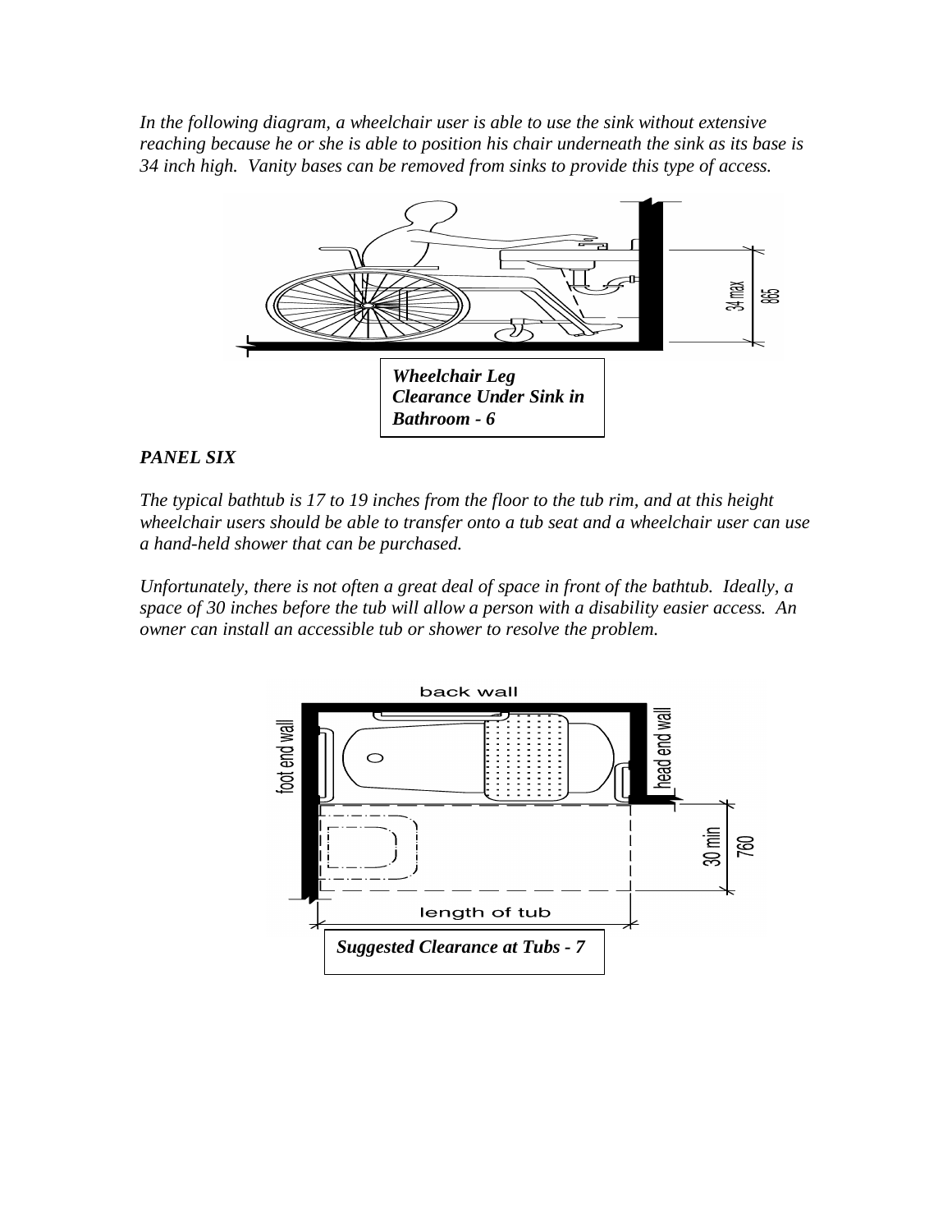*In the following diagram, a wheelchair user is able to use the sink without extensive reaching because he or she is able to position his chair underneath the sink as its base is 34 inch high. Vanity bases can be removed from sinks to provide this type of access.*

***Wheelchair Leg Clearance Under Sink in Bathroom - 6***

***PANEL SIX***

*The typical bathtub is 17 to 19 inches from the floor to the tub rim, and at this height wheelchair users should be able to transfer onto a tub seat and a wheelchair user can use a hand-held shower that can be purchased.*

*Unfortunately, there is not often a great deal of space in front of the bathtub. Ideally, a space of 30 inches before the tub will allow a person with a disability easier access. An owner can install an accessible tub or shower to resolve the problem.*

***Suggested Clearance at Tubs - 7***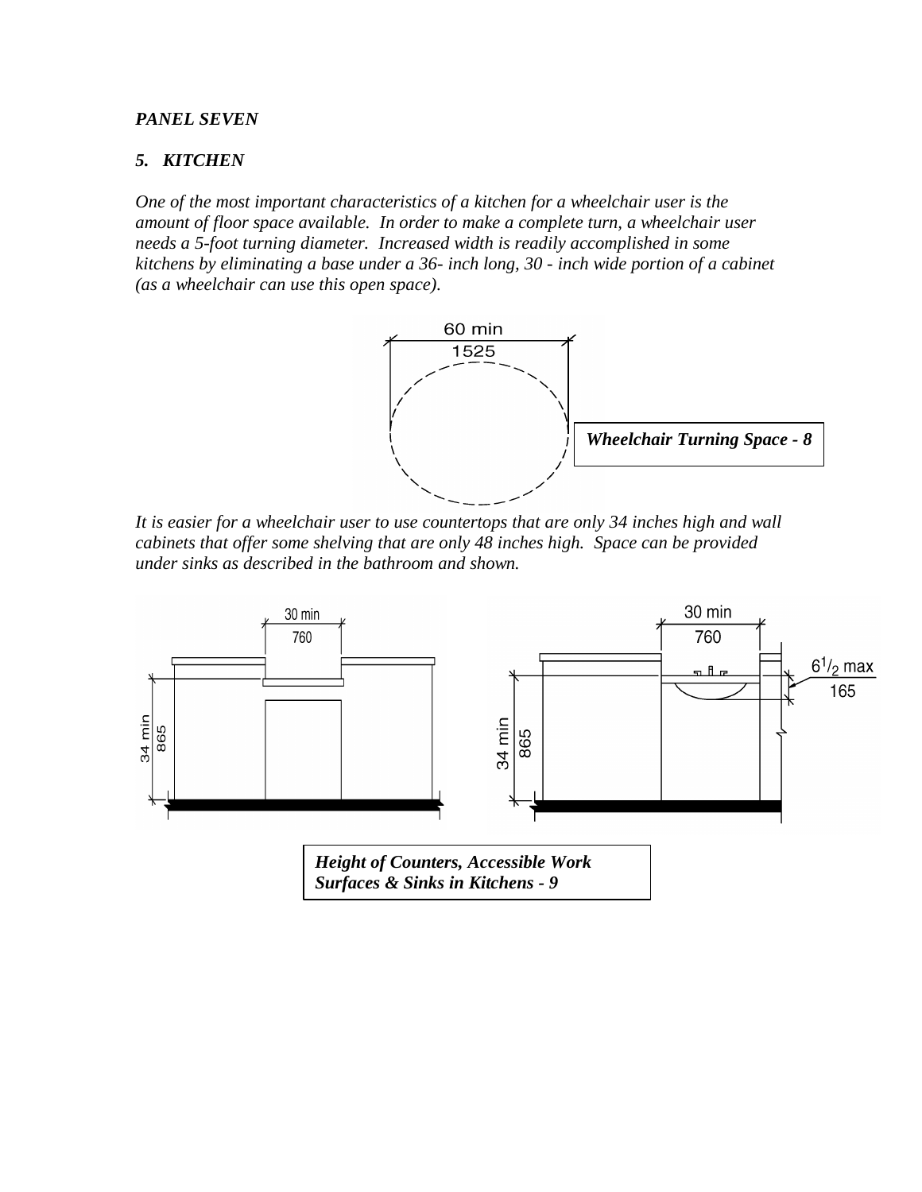***PANEL SEVEN***

## *5. KITCHEN*

*One of the most important characteristics of a kitchen for a wheelchair user is the amount of floor space available. In order to make a complete turn, a wheelchair user needs a 5-foot turning diameter. Increased width is readily accomplished in some kitchens by eliminating a base under a 36- inch long, 30 - inch wide portion of a cabinet (as a wheelchair can use this open space).*

60 min
1525

***Wheelchair Turning Space - 8***

*It is easier for a wheelchair user to use countertops that are only 34 inches high and wall cabinets that offer some shelving that are only 48 inches high. Space can be provided under sinks as described in the bathroom and shown.*

30 min
760

34 min
865

30 min
760

$6^1/_2$ max
165

34 min
865

***Height of Counters, Accessible Work Surfaces & Sinks in Kitchens - 9***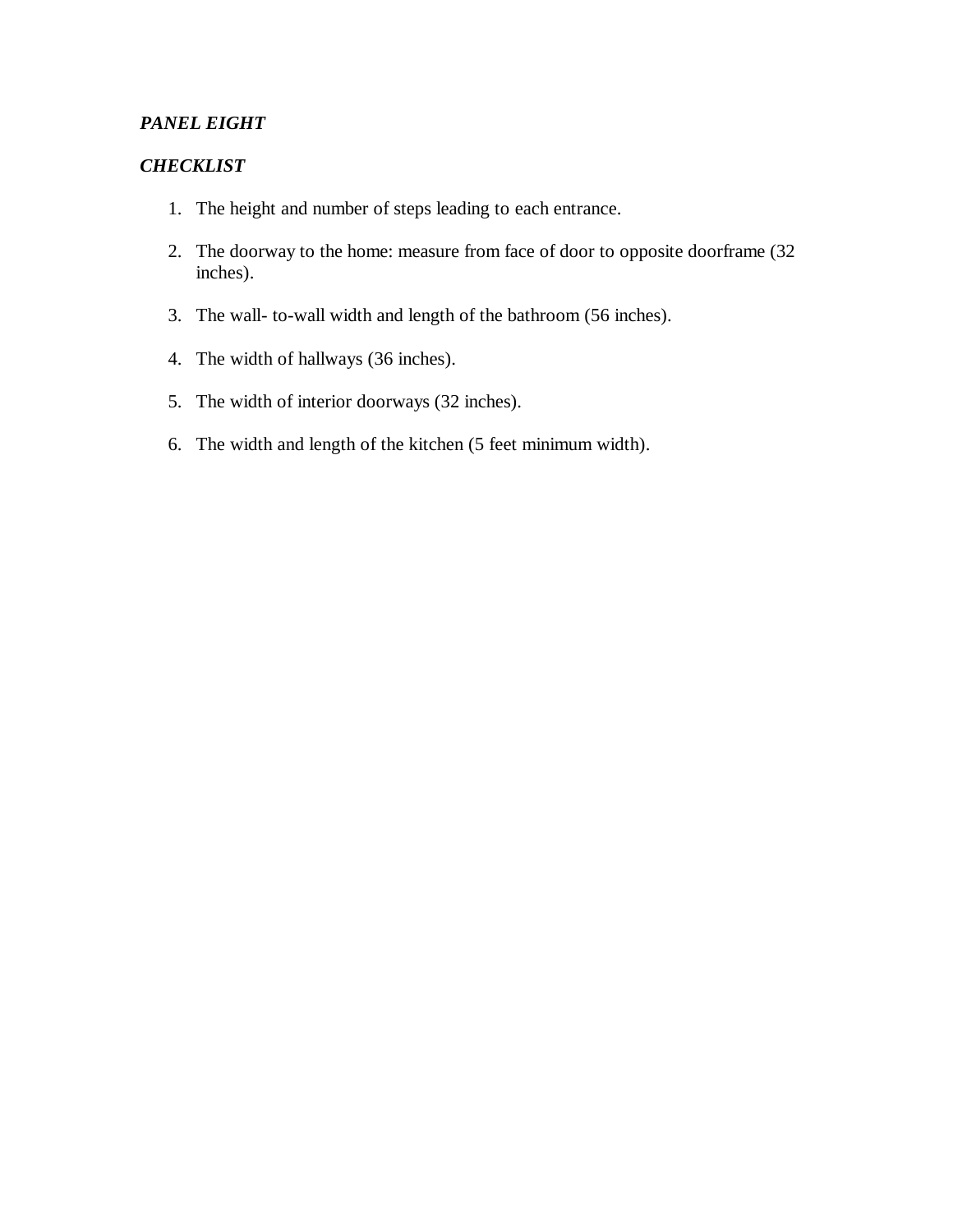***PANEL EIGHT***

***CHECKLIST***

1. The height and number of steps leading to each entrance.

2. The doorway to the home: measure from face of door to opposite doorframe (32 inches).

3. The wall- to-wall width and length of the bathroom (56 inches).

4. The width of hallways (36 inches).

5. The width of interior doorways (32 inches).

6. The width and length of the kitchen (5 feet minimum width).